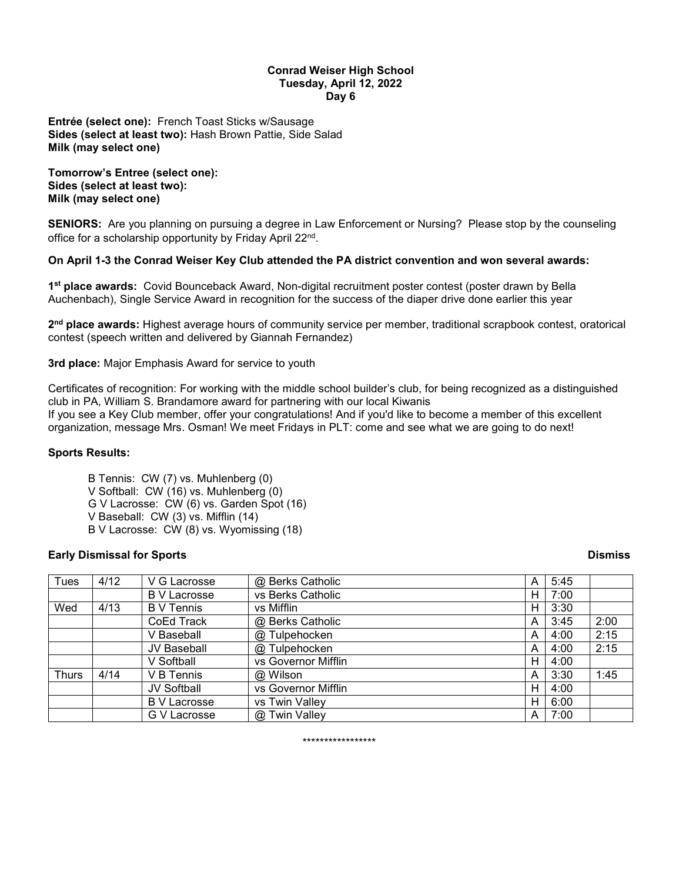**Conrad Weiser High School**
**Tuesday, April 12, 2022**
**Day 6**

**Entrée (select one):** French Toast Sticks w/Sausage
**Sides (select at least two):** Hash Brown Pattie, Side Salad
**Milk (may select one)**

**Tomorrow's Entree (select one):**
**Sides (select at least two):**
**Milk (may select one)**

**SENIORS:** Are you planning on pursuing a degree in Law Enforcement or Nursing? Please stop by the counseling office for a scholarship opportunity by Friday April 22nd.

**On April 1-3 the Conrad Weiser Key Club attended the PA district convention and won several awards:**

**1st place awards:** Covid Bounceback Award, Non-digital recruitment poster contest (poster drawn by Bella Auchenbach), Single Service Award in recognition for the success of the diaper drive done earlier this year

**2nd place awards:** Highest average hours of community service per member, traditional scrapbook contest, oratorical contest (speech written and delivered by Giannah Fernandez)

**3rd place:** Major Emphasis Award for service to youth

Certificates of recognition: For working with the middle school builder's club, for being recognized as a distinguished club in PA, William S. Brandamore award for partnering with our local Kiwanis
If you see a Key Club member, offer your congratulations! And if you'd like to become a member of this excellent organization, message Mrs. Osman! We meet Fridays in PLT: come and see what we are going to do next!

**Sports Results:**

B Tennis: CW (7) vs. Muhlenberg (0)
V Softball: CW (16) vs. Muhlenberg (0)
G V Lacrosse: CW (6) vs. Garden Spot (16)
V Baseball: CW (3) vs. Mifflin (14)
B V Lacrosse: CW (8) vs. Wyomissing (18)

**Early Dismissal for Sports**

| | | | | | | Dismiss |
|---|---|---|---|---|---|---|
| Tues | 4/12 | V G Lacrosse | @ Berks Catholic | A | 5:45 | |
| | | B V Lacrosse | vs Berks Catholic | H | 7:00 | |
| Wed | 4/13 | B V Tennis | vs Mifflin | H | 3:30 | |
| | | CoEd Track | @ Berks Catholic | A | 3:45 | 2:00 |
| | | V Baseball | @ Tulpehocken | A | 4:00 | 2:15 |
| | | JV Baseball | @ Tulpehocken | A | 4:00 | 2:15 |
| | | V Softball | vs Governor Mifflin | H | 4:00 | |
| Thurs | 4/14 | V B Tennis | @ Wilson | A | 3:30 | 1:45 |
| | | JV Softball | vs Governor Mifflin | H | 4:00 | |
| | | B V Lacrosse | vs Twin Valley | H | 6:00 | |
| | | G V Lacrosse | @ Twin Valley | A | 7:00 | |

*****************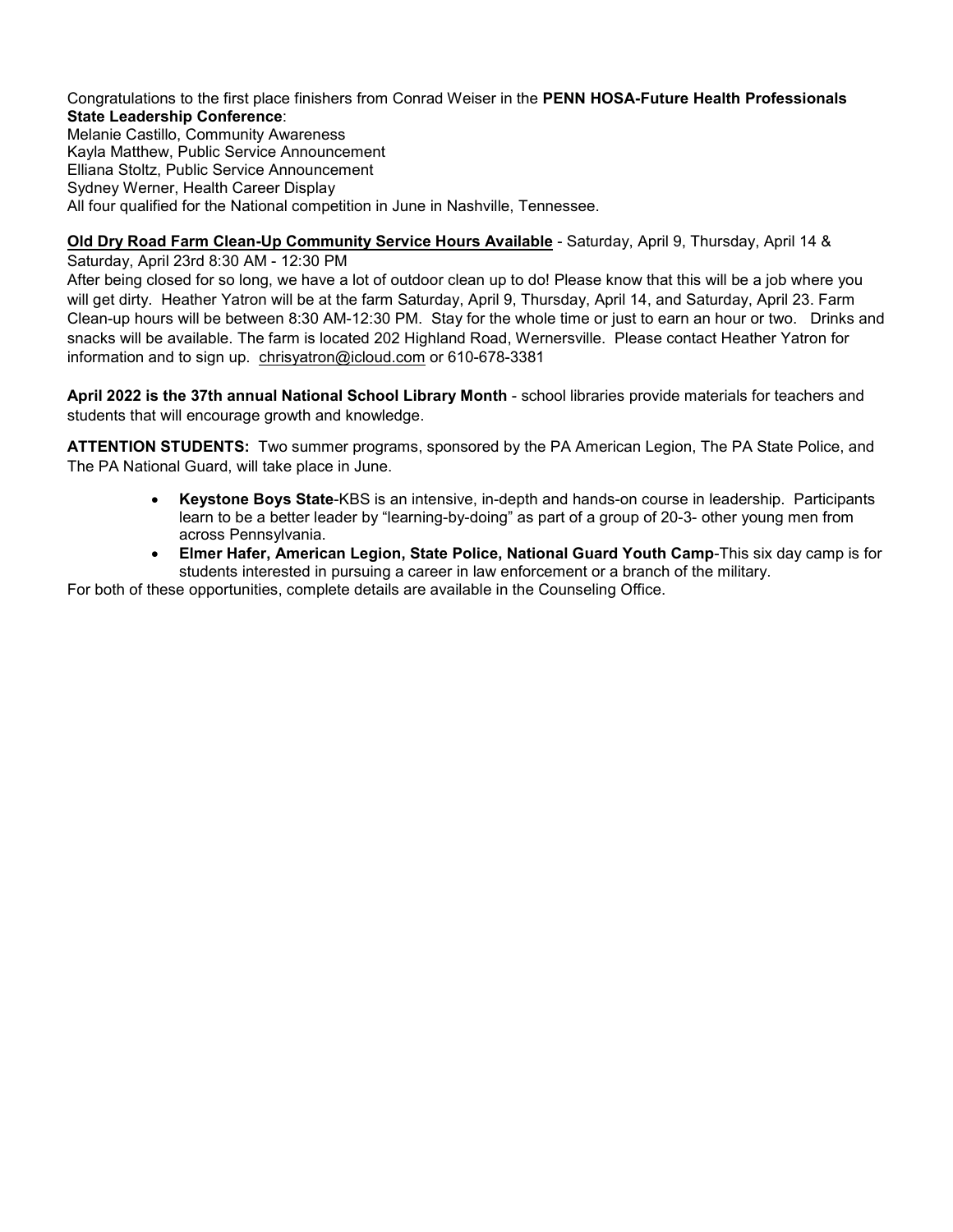Congratulations to the first place finishers from Conrad Weiser in the **PENN HOSA-Future Health Professionals State Leadership Conference**:
Melanie Castillo, Community Awareness
Kayla Matthew, Public Service Announcement
Elliana Stoltz, Public Service Announcement
Sydney Werner, Health Career Display
All four qualified for the National competition in June in Nashville, Tennessee.

**<u>Old Dry Road Farm Clean-Up Community Service Hours Available</u>** - Saturday, April 9, Thursday, April 14 & Saturday, April 23rd 8:30 AM - 12:30 PM
After being closed for so long, we have a lot of outdoor clean up to do! Please know that this will be a job where you will get dirty. Heather Yatron will be at the farm Saturday, April 9, Thursday, April 14, and Saturday, April 23. Farm Clean-up hours will be between 8:30 AM-12:30 PM. Stay for the whole time or just to earn an hour or two. Drinks and snacks will be available. The farm is located 202 Highland Road, Wernersville. Please contact Heather Yatron for information and to sign up. chrisyatron@icloud.com or 610-678-3381

**April 2022 is the 37th annual National School Library Month** - school libraries provide materials for teachers and students that will encourage growth and knowledge.

**ATTENTION STUDENTS:** Two summer programs, sponsored by the PA American Legion, The PA State Police, and The PA National Guard, will take place in June.

- **Keystone Boys State**-KBS is an intensive, in-depth and hands-on course in leadership. Participants learn to be a better leader by "learning-by-doing" as part of a group of 20-3- other young men from across Pennsylvania.
- **Elmer Hafer, American Legion, State Police, National Guard Youth Camp**-This six day camp is for students interested in pursuing a career in law enforcement or a branch of the military.

For both of these opportunities, complete details are available in the Counseling Office.